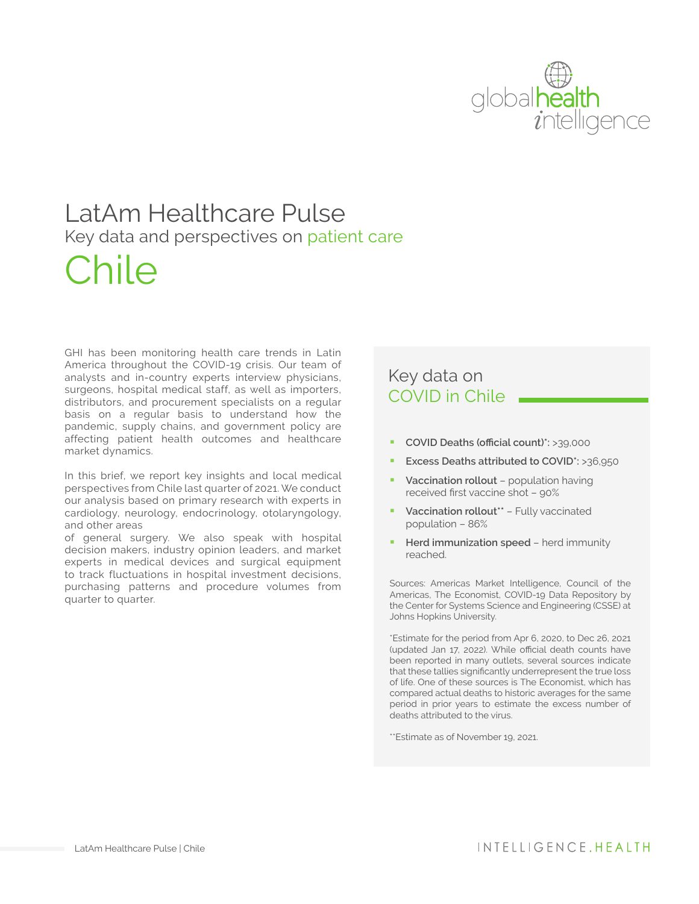# LatAm Healthcare Pulse

## Key data and perspectives on patient care

# Chile

GHI has been monitoring health care trends in Latin America throughout the COVID-19 crisis. Our team of analysts and in-country experts interview physicians, surgeons, hospital medical staff, as well as importers, distributors, and procurement specialists on a regular basis on a regular basis to understand how the pandemic, supply chains, and government policy are affecting patient health outcomes and healthcare market dynamics.

In this brief, we report key insights and local medical perspectives from Chile last quarter of 2021. We conduct our analysis based on primary research with experts in cardiology, neurology, endocrinology, otolaryngology, and other areas of general surgery. We also speak with hospital decision makers, industry opinion leaders, and market experts in medical devices and surgical equipment to track fluctuations in hospital investment decisions, purchasing patterns and procedure volumes from quarter to quarter.

## Key data on COVID in Chile

- **COVID Deaths (official count)*:** >39,000
- **Excess Deaths attributed to COVID*:** >36,950
- **Vaccination rollout** – population having received first vaccine shot – 90%
- **Vaccination rollout**** – Fully vaccinated population – 86%
- **Herd immunization speed** – herd immunity reached.

Sources: Americas Market Intelligence, Council of the Americas, The Economist, COVID-19 Data Repository by the Center for Systems Science and Engineering (CSSE) at Johns Hopkins University.

*Estimate for the period from Apr 6, 2020, to Dec 26, 2021 (updated Jan 17, 2022). While official death counts have been reported in many outlets, several sources indicate that these tallies significantly underrepresent the true loss of life. One of these sources is The Economist, which has compared actual deaths to historic averages for the same period in prior years to estimate the excess number of deaths attributed to the virus.

**Estimate as of November 19, 2021.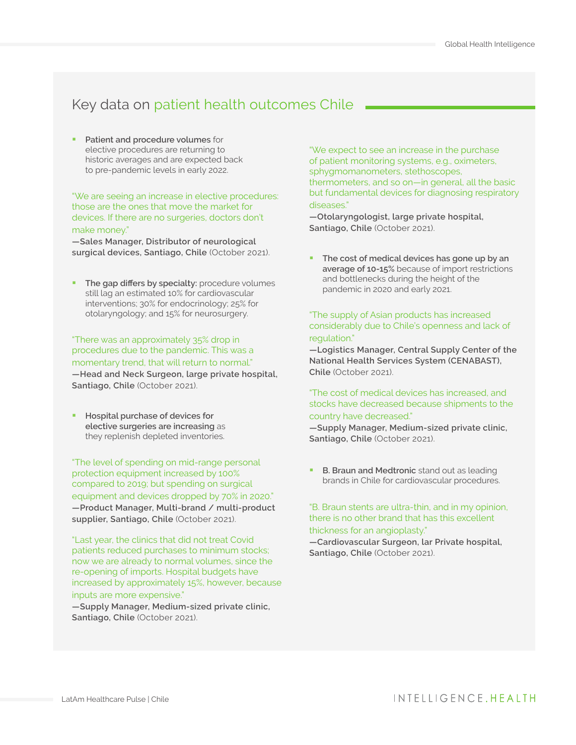## Key data on patient health outcomes Chile

- **Patient and procedure volumes** for elective procedures are returning to historic averages and are expected back to pre-pandemic levels in early 2022.

"We are seeing an increase in elective procedures: those are the ones that move the market for devices. If there are no surgeries, doctors don't make money."
**—Sales Manager, Distributor of neurological surgical devices, Santiago, Chile** (October 2021).

- **The gap differs by specialty:** procedure volumes still lag an estimated 10% for cardiovascular interventions; 30% for endocrinology; 25% for otolaryngology; and 15% for neurosurgery.

"There was an approximately 35% drop in procedures due to the pandemic. This was a momentary trend, that will return to normal."
**—Head and Neck Surgeon, large private hospital, Santiago, Chile** (October 2021).

- **Hospital purchase of devices for elective surgeries are increasing** as they replenish depleted inventories.

"The level of spending on mid-range personal protection equipment increased by 100% compared to 2019; but spending on surgical equipment and devices dropped by 70% in 2020."
**—Product Manager, Multi-brand / multi-product supplier, Santiago, Chile** (October 2021).

"Last year, the clinics that did not treat Covid patients reduced purchases to minimum stocks; now we are already to normal volumes, since the re-opening of imports. Hospital budgets have increased by approximately 15%, however, because inputs are more expensive."
**—Supply Manager, Medium-sized private clinic, Santiago, Chile** (October 2021).

"We expect to see an increase in the purchase of patient monitoring systems, e.g., oximeters, sphygmomanometers, stethoscopes, thermometers, and so on—in general, all the basic but fundamental devices for diagnosing respiratory diseases."
**—Otolaryngologist, large private hospital, Santiago, Chile** (October 2021).

- **The cost of medical devices has gone up by an average of 10-15%** because of import restrictions and bottlenecks during the height of the pandemic in 2020 and early 2021.

"The supply of Asian products has increased considerably due to Chile's openness and lack of regulation."
**—Logistics Manager, Central Supply Center of the National Health Services System (CENABAST), Chile** (October 2021).

"The cost of medical devices has increased, and stocks have decreased because shipments to the country have decreased."
**—Supply Manager, Medium-sized private clinic, Santiago, Chile** (October 2021).

- **B. Braun and Medtronic** stand out as leading brands in Chile for cardiovascular procedures.

"B. Braun stents are ultra-thin, and in my opinion, there is no other brand that has this excellent thickness for an angioplasty."
**—Cardiovascular Surgeon, lar Private hospital, Santiago, Chile** (October 2021).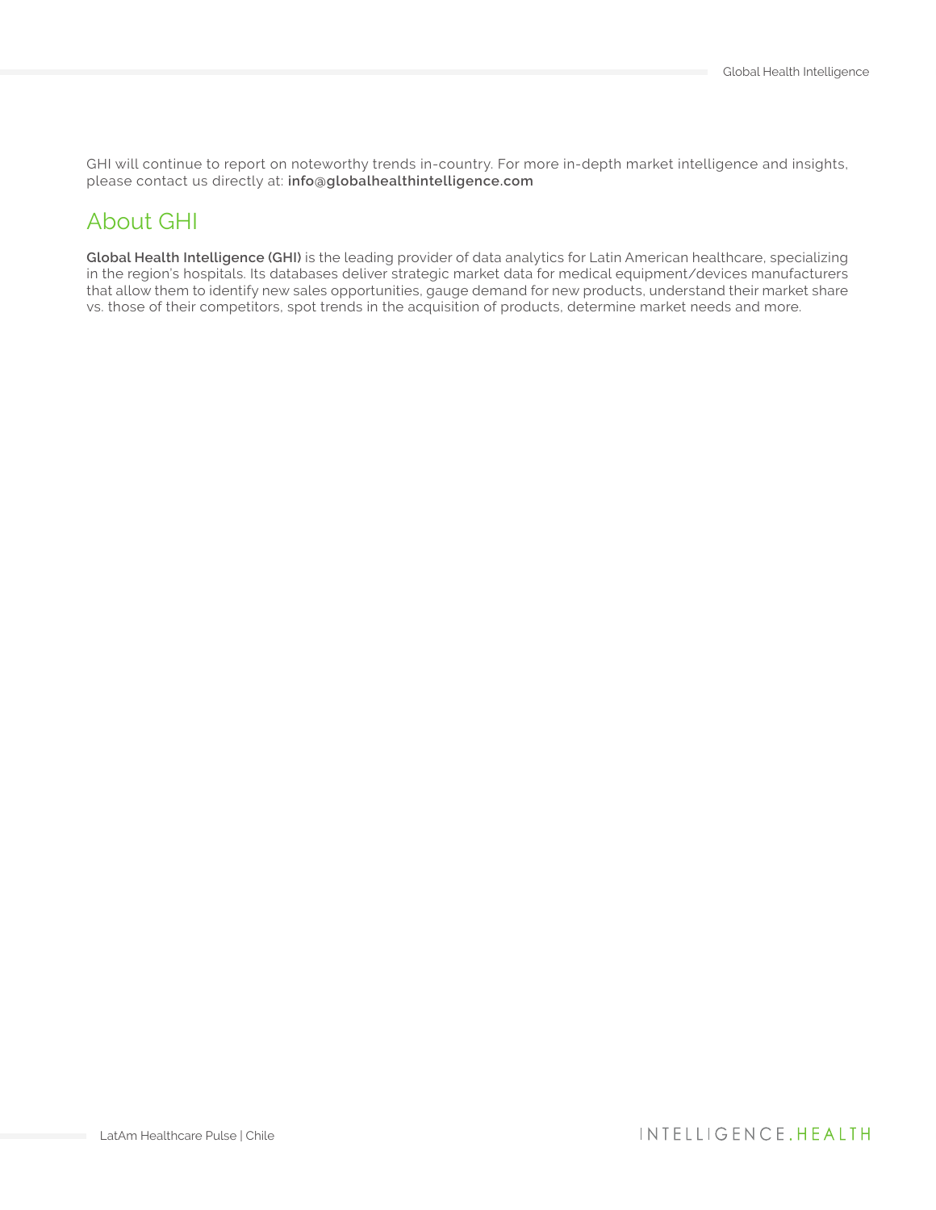GHI will continue to report on noteworthy trends in-country. For more in-depth market intelligence and insights, please contact us directly at: **info@globalhealthintelligence.com**

## About GHI

**Global Health Intelligence (GHI)** is the leading provider of data analytics for Latin American healthcare, specializing in the region's hospitals. Its databases deliver strategic market data for medical equipment/devices manufacturers that allow them to identify new sales opportunities, gauge demand for new products, understand their market share vs. those of their competitors, spot trends in the acquisition of products, determine market needs and more.